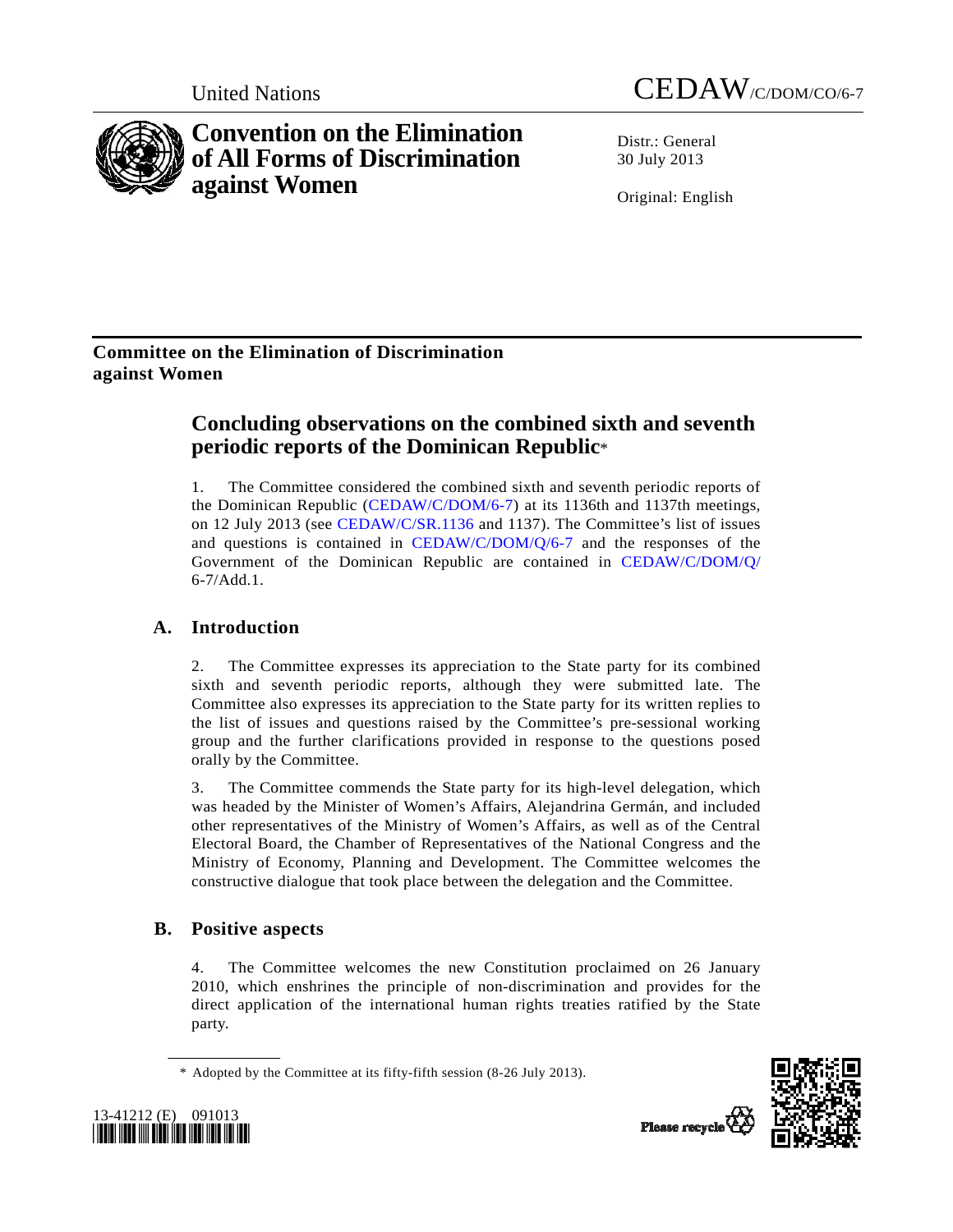United Nations

CEDAW/C/DOM/CO/6-7

# Convention on the Elimination of All Forms of Discrimination against Women

Distr.: General
30 July 2013

Original: English

**Committee on the Elimination of Discrimination against Women**

## Concluding observations on the combined sixth and seventh periodic reports of the Dominican Republic*

1. The Committee considered the combined sixth and seventh periodic reports of the Dominican Republic (CEDAW/C/DOM/6-7) at its 1136th and 1137th meetings, on 12 July 2013 (see CEDAW/C/SR.1136 and 1137). The Committee's list of issues and questions is contained in CEDAW/C/DOM/Q/6-7 and the responses of the Government of the Dominican Republic are contained in CEDAW/C/DOM/Q/6-7/Add.1.

### A. Introduction

2. The Committee expresses its appreciation to the State party for its combined sixth and seventh periodic reports, although they were submitted late. The Committee also expresses its appreciation to the State party for its written replies to the list of issues and questions raised by the Committee's pre-sessional working group and the further clarifications provided in response to the questions posed orally by the Committee.

3. The Committee commends the State party for its high-level delegation, which was headed by the Minister of Women's Affairs, Alejandrina Germán, and included other representatives of the Ministry of Women's Affairs, as well as of the Central Electoral Board, the Chamber of Representatives of the National Congress and the Ministry of Economy, Planning and Development. The Committee welcomes the constructive dialogue that took place between the delegation and the Committee.

### B. Positive aspects

4. The Committee welcomes the new Constitution proclaimed on 26 January 2010, which enshrines the principle of non-discrimination and provides for the direct application of the international human rights treaties ratified by the State party.

* Adopted by the Committee at its fifty-fifth session (8-26 July 2013).

13-41212 (E) 091013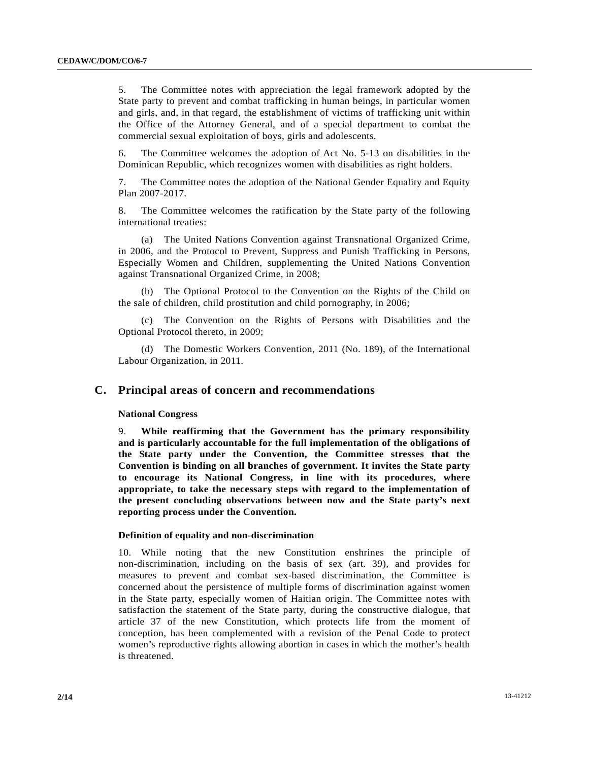5. The Committee notes with appreciation the legal framework adopted by the State party to prevent and combat trafficking in human beings, in particular women and girls, and, in that regard, the establishment of victims of trafficking unit within the Office of the Attorney General, and of a special department to combat the commercial sexual exploitation of boys, girls and adolescents.

6. The Committee welcomes the adoption of Act No. 5-13 on disabilities in the Dominican Republic, which recognizes women with disabilities as right holders.

7. The Committee notes the adoption of the National Gender Equality and Equity Plan 2007-2017.

8. The Committee welcomes the ratification by the State party of the following international treaties:

(a) The United Nations Convention against Transnational Organized Crime, in 2006, and the Protocol to Prevent, Suppress and Punish Trafficking in Persons, Especially Women and Children, supplementing the United Nations Convention against Transnational Organized Crime, in 2008;

(b) The Optional Protocol to the Convention on the Rights of the Child on the sale of children, child prostitution and child pornography, in 2006;

(c) The Convention on the Rights of Persons with Disabilities and the Optional Protocol thereto, in 2009;

(d) The Domestic Workers Convention, 2011 (No. 189), of the International Labour Organization, in 2011.

## C. Principal areas of concern and recommendations

### National Congress

9. **While reaffirming that the Government has the primary responsibility and is particularly accountable for the full implementation of the obligations of the State party under the Convention, the Committee stresses that the Convention is binding on all branches of government. It invites the State party to encourage its National Congress, in line with its procedures, where appropriate, to take the necessary steps with regard to the implementation of the present concluding observations between now and the State party's next reporting process under the Convention.**

### Definition of equality and non-discrimination

10. While noting that the new Constitution enshrines the principle of non-discrimination, including on the basis of sex (art. 39), and provides for measures to prevent and combat sex-based discrimination, the Committee is concerned about the persistence of multiple forms of discrimination against women in the State party, especially women of Haitian origin. The Committee notes with satisfaction the statement of the State party, during the constructive dialogue, that article 37 of the new Constitution, which protects life from the moment of conception, has been complemented with a revision of the Penal Code to protect women's reproductive rights allowing abortion in cases in which the mother's health is threatened.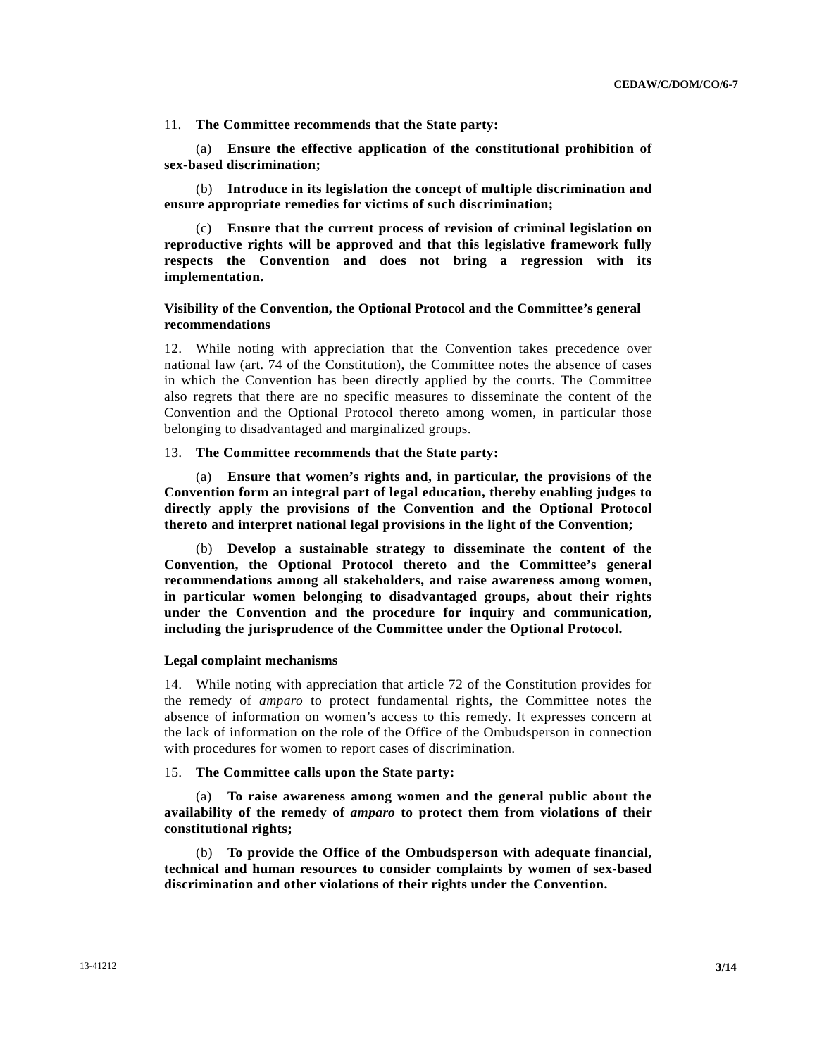11. **The Committee recommends that the State party:**

(a) **Ensure the effective application of the constitutional prohibition of sex-based discrimination;**

(b) **Introduce in its legislation the concept of multiple discrimination and ensure appropriate remedies for victims of such discrimination;**

(c) **Ensure that the current process of revision of criminal legislation on reproductive rights will be approved and that this legislative framework fully respects the Convention and does not bring a regression with its implementation.**

### Visibility of the Convention, the Optional Protocol and the Committee's general recommendations

12. While noting with appreciation that the Convention takes precedence over national law (art. 74 of the Constitution), the Committee notes the absence of cases in which the Convention has been directly applied by the courts. The Committee also regrets that there are no specific measures to disseminate the content of the Convention and the Optional Protocol thereto among women, in particular those belonging to disadvantaged and marginalized groups.

13. **The Committee recommends that the State party:**

(a) **Ensure that women's rights and, in particular, the provisions of the Convention form an integral part of legal education, thereby enabling judges to directly apply the provisions of the Convention and the Optional Protocol thereto and interpret national legal provisions in the light of the Convention;**

(b) **Develop a sustainable strategy to disseminate the content of the Convention, the Optional Protocol thereto and the Committee's general recommendations among all stakeholders, and raise awareness among women, in particular women belonging to disadvantaged groups, about their rights under the Convention and the procedure for inquiry and communication, including the jurisprudence of the Committee under the Optional Protocol.**

### Legal complaint mechanisms

14. While noting with appreciation that article 72 of the Constitution provides for the remedy of *amparo* to protect fundamental rights, the Committee notes the absence of information on women's access to this remedy. It expresses concern at the lack of information on the role of the Office of the Ombudsperson in connection with procedures for women to report cases of discrimination.

15. **The Committee calls upon the State party:**

(a) **To raise awareness among women and the general public about the availability of the remedy of *amparo* to protect them from violations of their constitutional rights;**

(b) **To provide the Office of the Ombudsperson with adequate financial, technical and human resources to consider complaints by women of sex-based discrimination and other violations of their rights under the Convention.**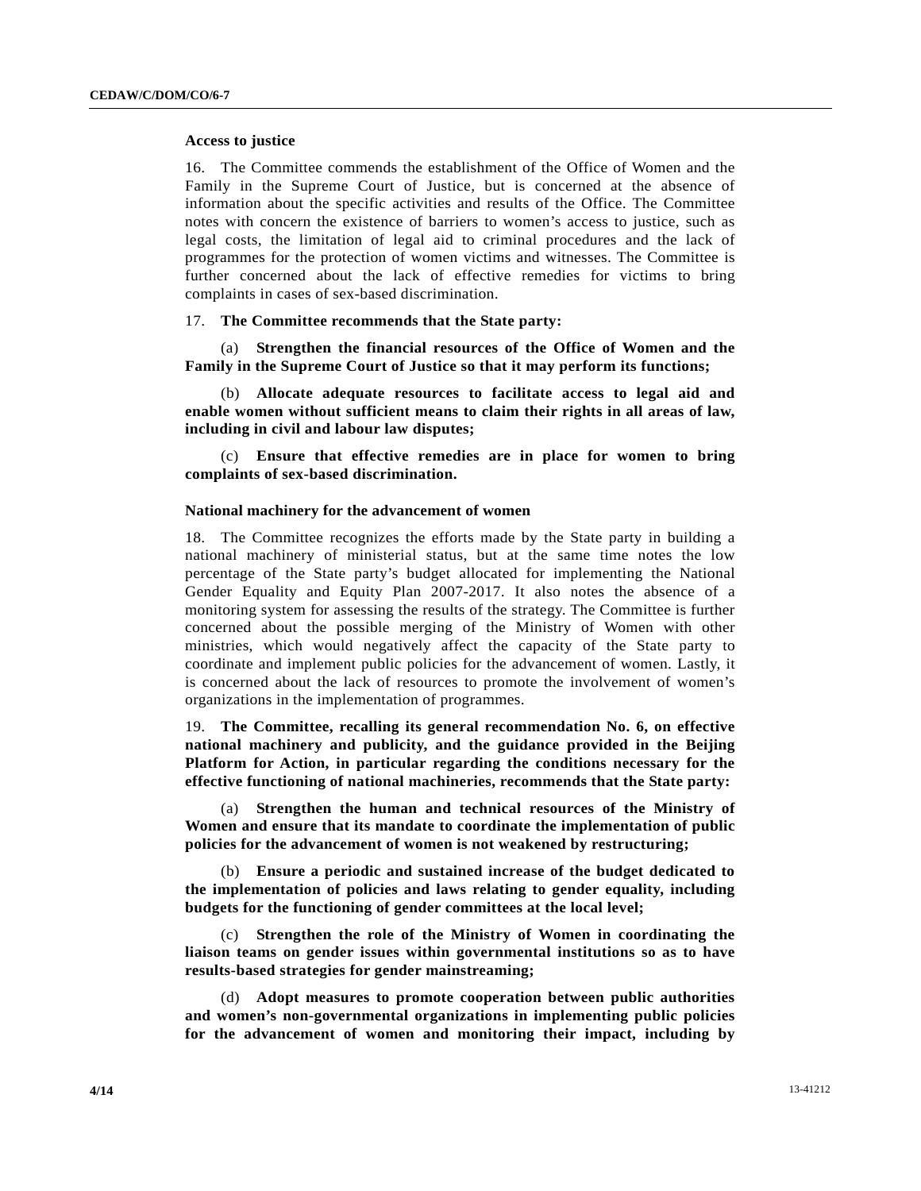**Access to justice**

16. The Committee commends the establishment of the Office of Women and the Family in the Supreme Court of Justice, but is concerned at the absence of information about the specific activities and results of the Office. The Committee notes with concern the existence of barriers to women's access to justice, such as legal costs, the limitation of legal aid to criminal procedures and the lack of programmes for the protection of women victims and witnesses. The Committee is further concerned about the lack of effective remedies for victims to bring complaints in cases of sex-based discrimination.

17. **The Committee recommends that the State party:**

(a) **Strengthen the financial resources of the Office of Women and the Family in the Supreme Court of Justice so that it may perform its functions;**

(b) **Allocate adequate resources to facilitate access to legal aid and enable women without sufficient means to claim their rights in all areas of law, including in civil and labour law disputes;**

(c) **Ensure that effective remedies are in place for women to bring complaints of sex-based discrimination.**

**National machinery for the advancement of women**

18. The Committee recognizes the efforts made by the State party in building a national machinery of ministerial status, but at the same time notes the low percentage of the State party's budget allocated for implementing the National Gender Equality and Equity Plan 2007-2017. It also notes the absence of a monitoring system for assessing the results of the strategy. The Committee is further concerned about the possible merging of the Ministry of Women with other ministries, which would negatively affect the capacity of the State party to coordinate and implement public policies for the advancement of women. Lastly, it is concerned about the lack of resources to promote the involvement of women's organizations in the implementation of programmes.

19. **The Committee, recalling its general recommendation No. 6, on effective national machinery and publicity, and the guidance provided in the Beijing Platform for Action, in particular regarding the conditions necessary for the effective functioning of national machineries, recommends that the State party:**

(a) **Strengthen the human and technical resources of the Ministry of Women and ensure that its mandate to coordinate the implementation of public policies for the advancement of women is not weakened by restructuring;**

(b) **Ensure a periodic and sustained increase of the budget dedicated to the implementation of policies and laws relating to gender equality, including budgets for the functioning of gender committees at the local level;**

(c) **Strengthen the role of the Ministry of Women in coordinating the liaison teams on gender issues within governmental institutions so as to have results-based strategies for gender mainstreaming;**

(d) **Adopt measures to promote cooperation between public authorities and women's non-governmental organizations in implementing public policies for the advancement of women and monitoring their impact, including by**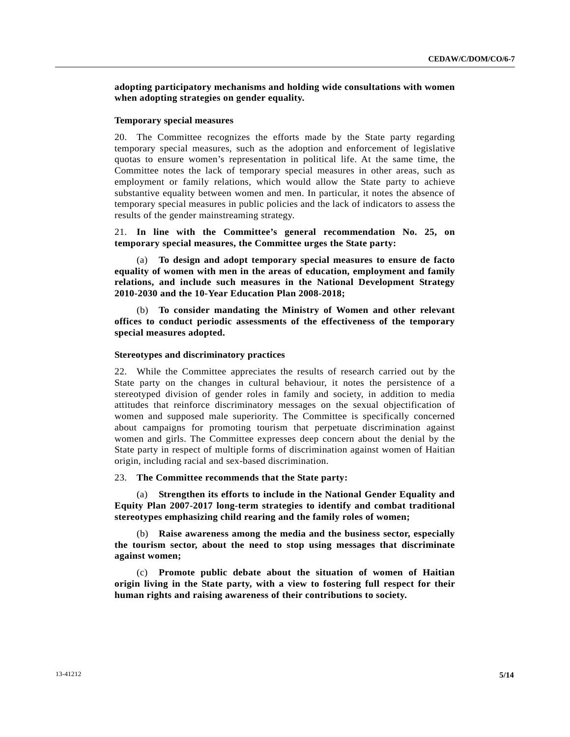**adopting participatory mechanisms and holding wide consultations with women when adopting strategies on gender equality.**

### Temporary special measures

20. The Committee recognizes the efforts made by the State party regarding temporary special measures, such as the adoption and enforcement of legislative quotas to ensure women's representation in political life. At the same time, the Committee notes the lack of temporary special measures in other areas, such as employment or family relations, which would allow the State party to achieve substantive equality between women and men. In particular, it notes the absence of temporary special measures in public policies and the lack of indicators to assess the results of the gender mainstreaming strategy.

21. **In line with the Committee's general recommendation No. 25, on temporary special measures, the Committee urges the State party:**

(a) **To design and adopt temporary special measures to ensure de facto equality of women with men in the areas of education, employment and family relations, and include such measures in the National Development Strategy 2010-2030 and the 10-Year Education Plan 2008-2018;**

(b) **To consider mandating the Ministry of Women and other relevant offices to conduct periodic assessments of the effectiveness of the temporary special measures adopted.**

### Stereotypes and discriminatory practices

22. While the Committee appreciates the results of research carried out by the State party on the changes in cultural behaviour, it notes the persistence of a stereotyped division of gender roles in family and society, in addition to media attitudes that reinforce discriminatory messages on the sexual objectification of women and supposed male superiority. The Committee is specifically concerned about campaigns for promoting tourism that perpetuate discrimination against women and girls. The Committee expresses deep concern about the denial by the State party in respect of multiple forms of discrimination against women of Haitian origin, including racial and sex-based discrimination.

23. **The Committee recommends that the State party:**

(a) **Strengthen its efforts to include in the National Gender Equality and Equity Plan 2007-2017 long-term strategies to identify and combat traditional stereotypes emphasizing child rearing and the family roles of women;**

(b) **Raise awareness among the media and the business sector, especially the tourism sector, about the need to stop using messages that discriminate against women;**

(c) **Promote public debate about the situation of women of Haitian origin living in the State party, with a view to fostering full respect for their human rights and raising awareness of their contributions to society.**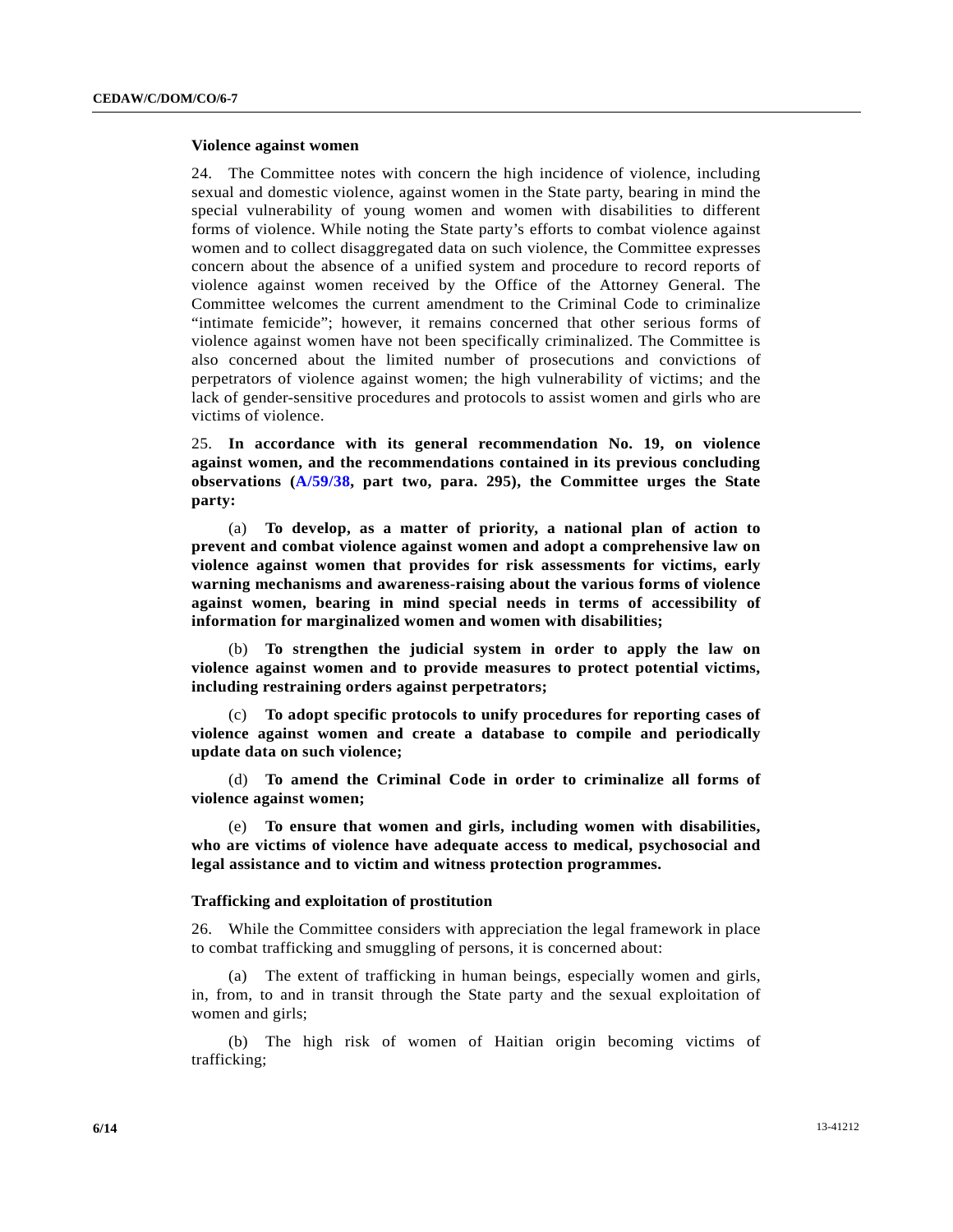### Violence against women

24. The Committee notes with concern the high incidence of violence, including sexual and domestic violence, against women in the State party, bearing in mind the special vulnerability of young women and women with disabilities to different forms of violence. While noting the State party's efforts to combat violence against women and to collect disaggregated data on such violence, the Committee expresses concern about the absence of a unified system and procedure to record reports of violence against women received by the Office of the Attorney General. The Committee welcomes the current amendment to the Criminal Code to criminalize "intimate femicide"; however, it remains concerned that other serious forms of violence against women have not been specifically criminalized. The Committee is also concerned about the limited number of prosecutions and convictions of perpetrators of violence against women; the high vulnerability of victims; and the lack of gender-sensitive procedures and protocols to assist women and girls who are victims of violence.

25. **In accordance with its general recommendation No. 19, on violence against women, and the recommendations contained in its previous concluding observations (A/59/38, part two, para. 295), the Committee urges the State party:**

(a) **To develop, as a matter of priority, a national plan of action to prevent and combat violence against women and adopt a comprehensive law on violence against women that provides for risk assessments for victims, early warning mechanisms and awareness-raising about the various forms of violence against women, bearing in mind special needs in terms of accessibility of information for marginalized women and women with disabilities;**

(b) **To strengthen the judicial system in order to apply the law on violence against women and to provide measures to protect potential victims, including restraining orders against perpetrators;**

(c) **To adopt specific protocols to unify procedures for reporting cases of violence against women and create a database to compile and periodically update data on such violence;**

(d) **To amend the Criminal Code in order to criminalize all forms of violence against women;**

(e) **To ensure that women and girls, including women with disabilities, who are victims of violence have adequate access to medical, psychosocial and legal assistance and to victim and witness protection programmes.**

### Trafficking and exploitation of prostitution

26. While the Committee considers with appreciation the legal framework in place to combat trafficking and smuggling of persons, it is concerned about:

(a) The extent of trafficking in human beings, especially women and girls, in, from, to and in transit through the State party and the sexual exploitation of women and girls;

(b) The high risk of women of Haitian origin becoming victims of trafficking;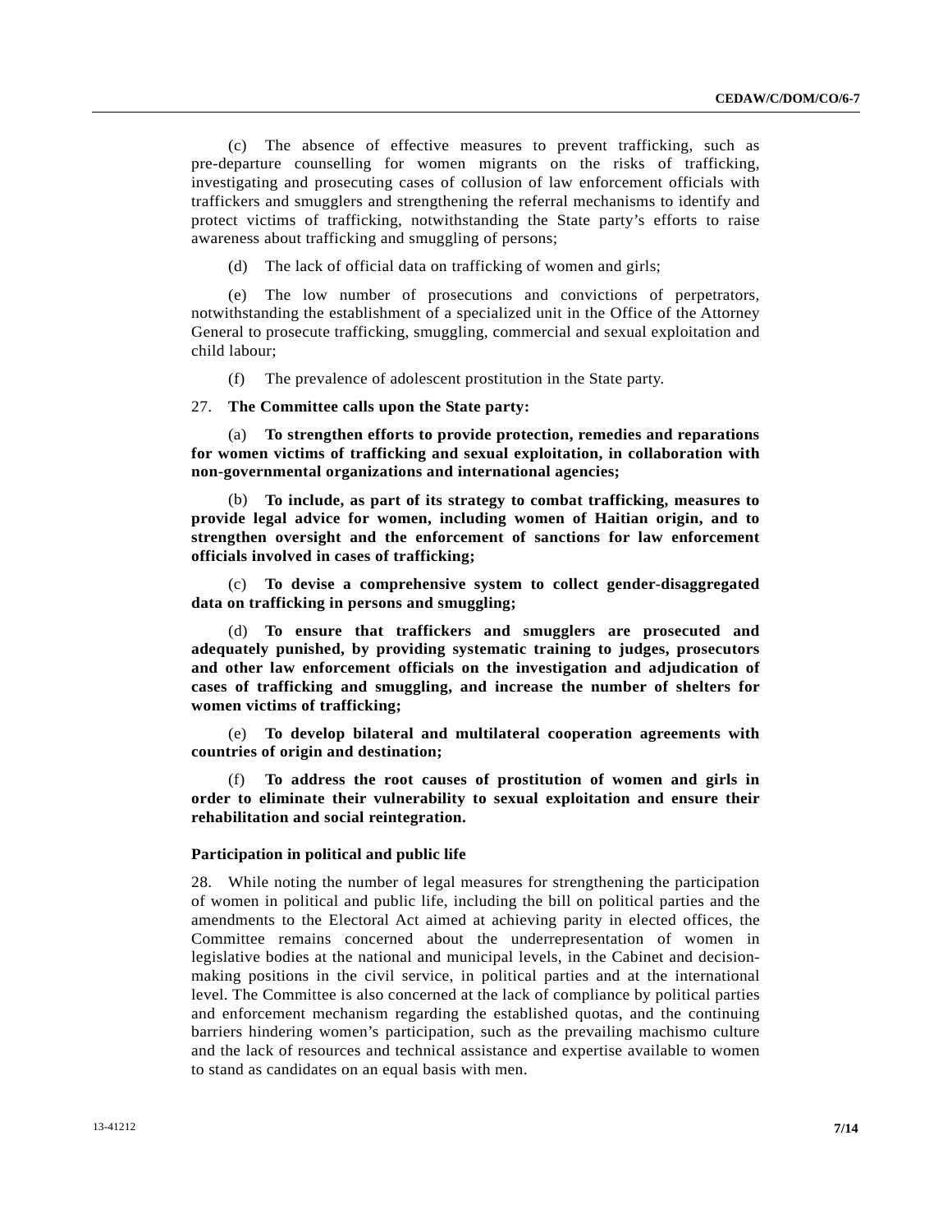(c) The absence of effective measures to prevent trafficking, such as pre-departure counselling for women migrants on the risks of trafficking, investigating and prosecuting cases of collusion of law enforcement officials with traffickers and smugglers and strengthening the referral mechanisms to identify and protect victims of trafficking, notwithstanding the State party's efforts to raise awareness about trafficking and smuggling of persons;

(d) The lack of official data on trafficking of women and girls;

(e) The low number of prosecutions and convictions of perpetrators, notwithstanding the establishment of a specialized unit in the Office of the Attorney General to prosecute trafficking, smuggling, commercial and sexual exploitation and child labour;

(f) The prevalence of adolescent prostitution in the State party.

27. **The Committee calls upon the State party:**

(a) **To strengthen efforts to provide protection, remedies and reparations for women victims of trafficking and sexual exploitation, in collaboration with non-governmental organizations and international agencies;**

(b) **To include, as part of its strategy to combat trafficking, measures to provide legal advice for women, including women of Haitian origin, and to strengthen oversight and the enforcement of sanctions for law enforcement officials involved in cases of trafficking;**

(c) **To devise a comprehensive system to collect gender-disaggregated data on trafficking in persons and smuggling;**

(d) **To ensure that traffickers and smugglers are prosecuted and adequately punished, by providing systematic training to judges, prosecutors and other law enforcement officials on the investigation and adjudication of cases of trafficking and smuggling, and increase the number of shelters for women victims of trafficking;**

(e) **To develop bilateral and multilateral cooperation agreements with countries of origin and destination;**

(f) **To address the root causes of prostitution of women and girls in order to eliminate their vulnerability to sexual exploitation and ensure their rehabilitation and social reintegration.**

### Participation in political and public life

28. While noting the number of legal measures for strengthening the participation of women in political and public life, including the bill on political parties and the amendments to the Electoral Act aimed at achieving parity in elected offices, the Committee remains concerned about the underrepresentation of women in legislative bodies at the national and municipal levels, in the Cabinet and decision-making positions in the civil service, in political parties and at the international level. The Committee is also concerned at the lack of compliance by political parties and enforcement mechanism regarding the established quotas, and the continuing barriers hindering women's participation, such as the prevailing machismo culture and the lack of resources and technical assistance and expertise available to women to stand as candidates on an equal basis with men.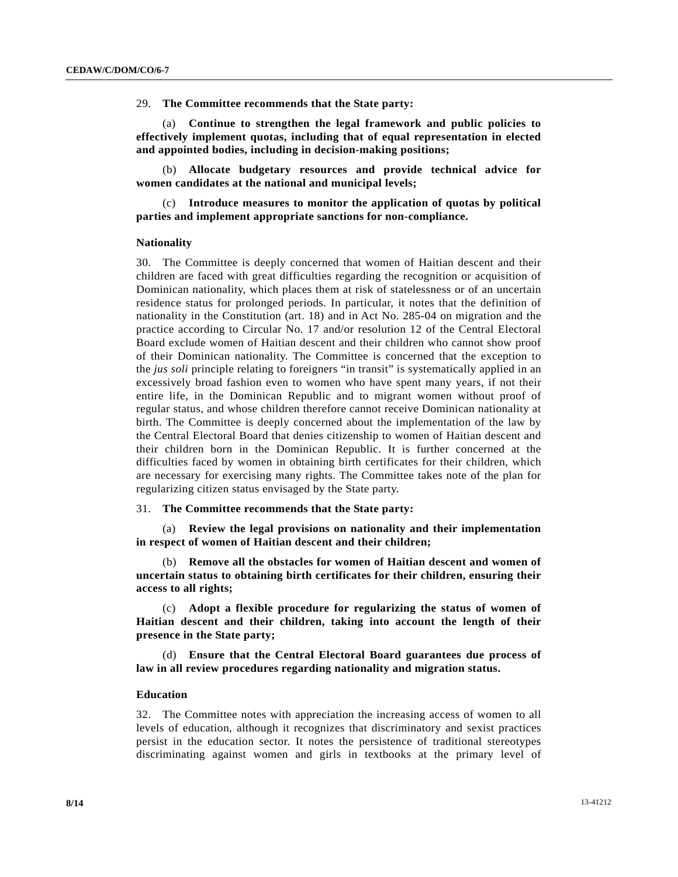29. **The Committee recommends that the State party:**

(a) **Continue to strengthen the legal framework and public policies to effectively implement quotas, including that of equal representation in elected and appointed bodies, including in decision-making positions;**

(b) **Allocate budgetary resources and provide technical advice for women candidates at the national and municipal levels;**

(c) **Introduce measures to monitor the application of quotas by political parties and implement appropriate sanctions for non-compliance.**

### Nationality

30. The Committee is deeply concerned that women of Haitian descent and their children are faced with great difficulties regarding the recognition or acquisition of Dominican nationality, which places them at risk of statelessness or of an uncertain residence status for prolonged periods. In particular, it notes that the definition of nationality in the Constitution (art. 18) and in Act No. 285-04 on migration and the practice according to Circular No. 17 and/or resolution 12 of the Central Electoral Board exclude women of Haitian descent and their children who cannot show proof of their Dominican nationality. The Committee is concerned that the exception to the *jus soli* principle relating to foreigners "in transit" is systematically applied in an excessively broad fashion even to women who have spent many years, if not their entire life, in the Dominican Republic and to migrant women without proof of regular status, and whose children therefore cannot receive Dominican nationality at birth. The Committee is deeply concerned about the implementation of the law by the Central Electoral Board that denies citizenship to women of Haitian descent and their children born in the Dominican Republic. It is further concerned at the difficulties faced by women in obtaining birth certificates for their children, which are necessary for exercising many rights. The Committee takes note of the plan for regularizing citizen status envisaged by the State party.

31. **The Committee recommends that the State party:**

(a) **Review the legal provisions on nationality and their implementation in respect of women of Haitian descent and their children;**

(b) **Remove all the obstacles for women of Haitian descent and women of uncertain status to obtaining birth certificates for their children, ensuring their access to all rights;**

(c) **Adopt a flexible procedure for regularizing the status of women of Haitian descent and their children, taking into account the length of their presence in the State party;**

(d) **Ensure that the Central Electoral Board guarantees due process of law in all review procedures regarding nationality and migration status.**

### Education

32. The Committee notes with appreciation the increasing access of women to all levels of education, although it recognizes that discriminatory and sexist practices persist in the education sector. It notes the persistence of traditional stereotypes discriminating against women and girls in textbooks at the primary level of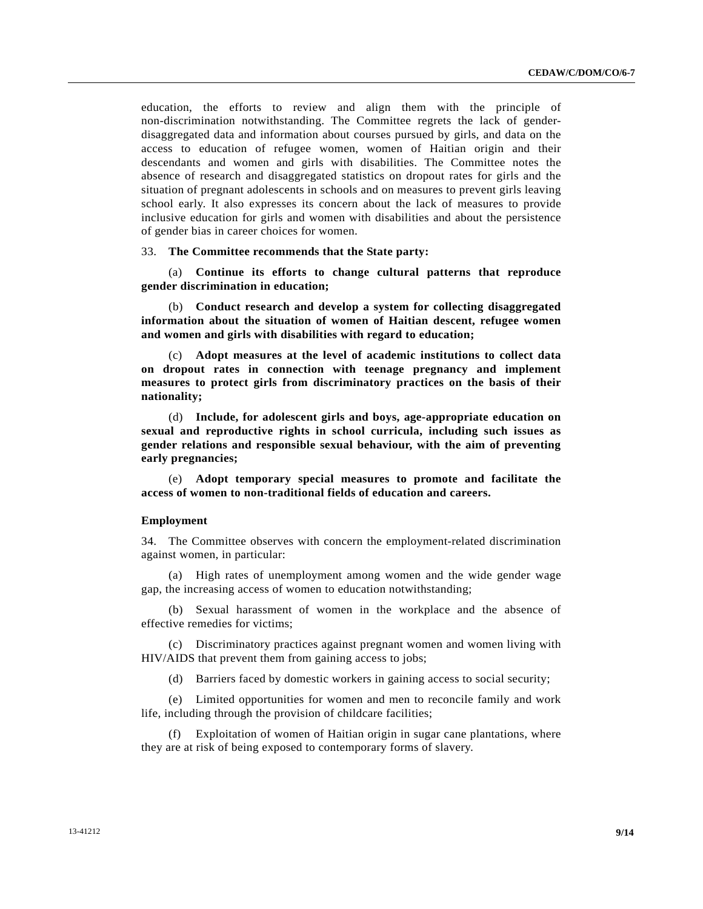education, the efforts to review and align them with the principle of non-discrimination notwithstanding. The Committee regrets the lack of gender-disaggregated data and information about courses pursued by girls, and data on the access to education of refugee women, women of Haitian origin and their descendants and women and girls with disabilities. The Committee notes the absence of research and disaggregated statistics on dropout rates for girls and the situation of pregnant adolescents in schools and on measures to prevent girls leaving school early. It also expresses its concern about the lack of measures to provide inclusive education for girls and women with disabilities and about the persistence of gender bias in career choices for women.

33. **The Committee recommends that the State party:**

(a) **Continue its efforts to change cultural patterns that reproduce gender discrimination in education;**

(b) **Conduct research and develop a system for collecting disaggregated information about the situation of women of Haitian descent, refugee women and women and girls with disabilities with regard to education;**

(c) **Adopt measures at the level of academic institutions to collect data on dropout rates in connection with teenage pregnancy and implement measures to protect girls from discriminatory practices on the basis of their nationality;**

(d) **Include, for adolescent girls and boys, age-appropriate education on sexual and reproductive rights in school curricula, including such issues as gender relations and responsible sexual behaviour, with the aim of preventing early pregnancies;**

(e) **Adopt temporary special measures to promote and facilitate the access of women to non-traditional fields of education and careers.**

### Employment

34. The Committee observes with concern the employment-related discrimination against women, in particular:

(a) High rates of unemployment among women and the wide gender wage gap, the increasing access of women to education notwithstanding;

(b) Sexual harassment of women in the workplace and the absence of effective remedies for victims;

(c) Discriminatory practices against pregnant women and women living with HIV/AIDS that prevent them from gaining access to jobs;

(d) Barriers faced by domestic workers in gaining access to social security;

(e) Limited opportunities for women and men to reconcile family and work life, including through the provision of childcare facilities;

(f) Exploitation of women of Haitian origin in sugar cane plantations, where they are at risk of being exposed to contemporary forms of slavery.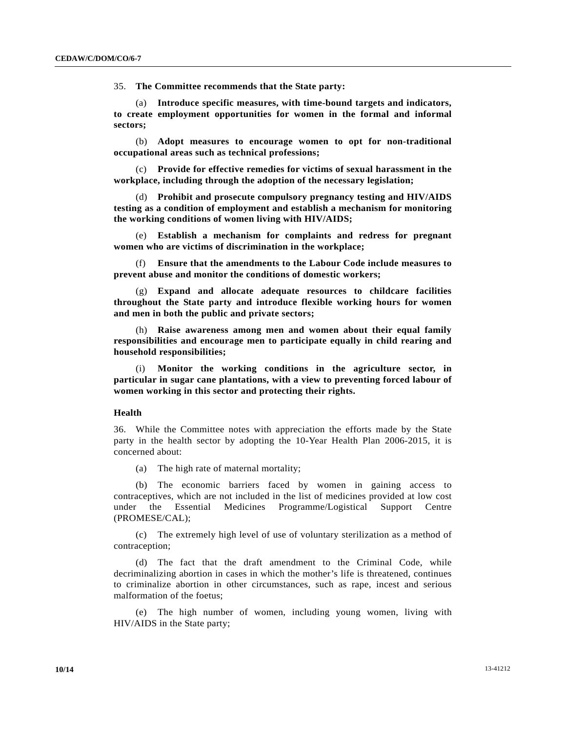35. **The Committee recommends that the State party:**

(a) **Introduce specific measures, with time-bound targets and indicators, to create employment opportunities for women in the formal and informal sectors;**

(b) **Adopt measures to encourage women to opt for non-traditional occupational areas such as technical professions;**

(c) **Provide for effective remedies for victims of sexual harassment in the workplace, including through the adoption of the necessary legislation;**

(d) **Prohibit and prosecute compulsory pregnancy testing and HIV/AIDS testing as a condition of employment and establish a mechanism for monitoring the working conditions of women living with HIV/AIDS;**

(e) **Establish a mechanism for complaints and redress for pregnant women who are victims of discrimination in the workplace;**

(f) **Ensure that the amendments to the Labour Code include measures to prevent abuse and monitor the conditions of domestic workers;**

(g) **Expand and allocate adequate resources to childcare facilities throughout the State party and introduce flexible working hours for women and men in both the public and private sectors;**

(h) **Raise awareness among men and women about their equal family responsibilities and encourage men to participate equally in child rearing and household responsibilities;**

(i) **Monitor the working conditions in the agriculture sector, in particular in sugar cane plantations, with a view to preventing forced labour of women working in this sector and protecting their rights.**

### Health

36. While the Committee notes with appreciation the efforts made by the State party in the health sector by adopting the 10-Year Health Plan 2006-2015, it is concerned about:

(a) The high rate of maternal mortality;

(b) The economic barriers faced by women in gaining access to contraceptives, which are not included in the list of medicines provided at low cost under the Essential Medicines Programme/Logistical Support Centre (PROMESE/CAL);

(c) The extremely high level of use of voluntary sterilization as a method of contraception;

(d) The fact that the draft amendment to the Criminal Code, while decriminalizing abortion in cases in which the mother's life is threatened, continues to criminalize abortion in other circumstances, such as rape, incest and serious malformation of the foetus;

(e) The high number of women, including young women, living with HIV/AIDS in the State party;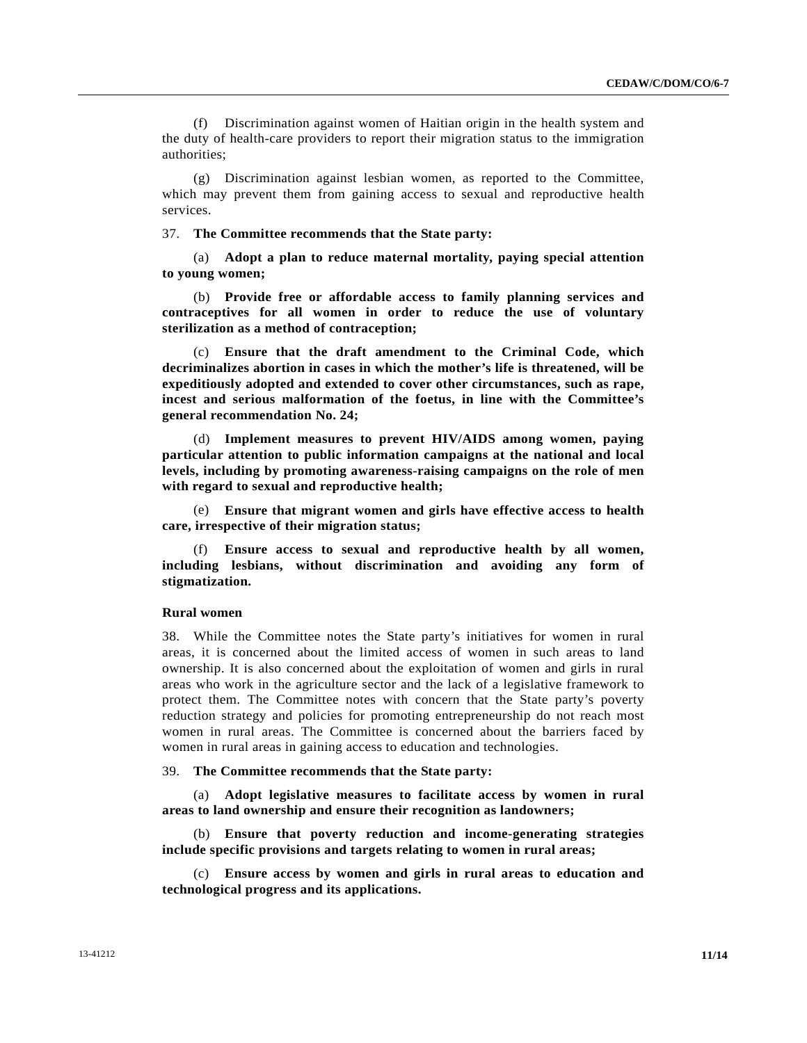(f) Discrimination against women of Haitian origin in the health system and the duty of health-care providers to report their migration status to the immigration authorities;

(g) Discrimination against lesbian women, as reported to the Committee, which may prevent them from gaining access to sexual and reproductive health services.

37. **The Committee recommends that the State party:**

(a) **Adopt a plan to reduce maternal mortality, paying special attention to young women;**

(b) **Provide free or affordable access to family planning services and contraceptives for all women in order to reduce the use of voluntary sterilization as a method of contraception;**

(c) **Ensure that the draft amendment to the Criminal Code, which decriminalizes abortion in cases in which the mother's life is threatened, will be expeditiously adopted and extended to cover other circumstances, such as rape, incest and serious malformation of the foetus, in line with the Committee's general recommendation No. 24;**

(d) **Implement measures to prevent HIV/AIDS among women, paying particular attention to public information campaigns at the national and local levels, including by promoting awareness-raising campaigns on the role of men with regard to sexual and reproductive health;**

(e) **Ensure that migrant women and girls have effective access to health care, irrespective of their migration status;**

(f) **Ensure access to sexual and reproductive health by all women, including lesbians, without discrimination and avoiding any form of stigmatization.**

### Rural women

38. While the Committee notes the State party's initiatives for women in rural areas, it is concerned about the limited access of women in such areas to land ownership. It is also concerned about the exploitation of women and girls in rural areas who work in the agriculture sector and the lack of a legislative framework to protect them. The Committee notes with concern that the State party's poverty reduction strategy and policies for promoting entrepreneurship do not reach most women in rural areas. The Committee is concerned about the barriers faced by women in rural areas in gaining access to education and technologies.

39. **The Committee recommends that the State party:**

(a) **Adopt legislative measures to facilitate access by women in rural areas to land ownership and ensure their recognition as landowners;**

(b) **Ensure that poverty reduction and income-generating strategies include specific provisions and targets relating to women in rural areas;**

(c) **Ensure access by women and girls in rural areas to education and technological progress and its applications.**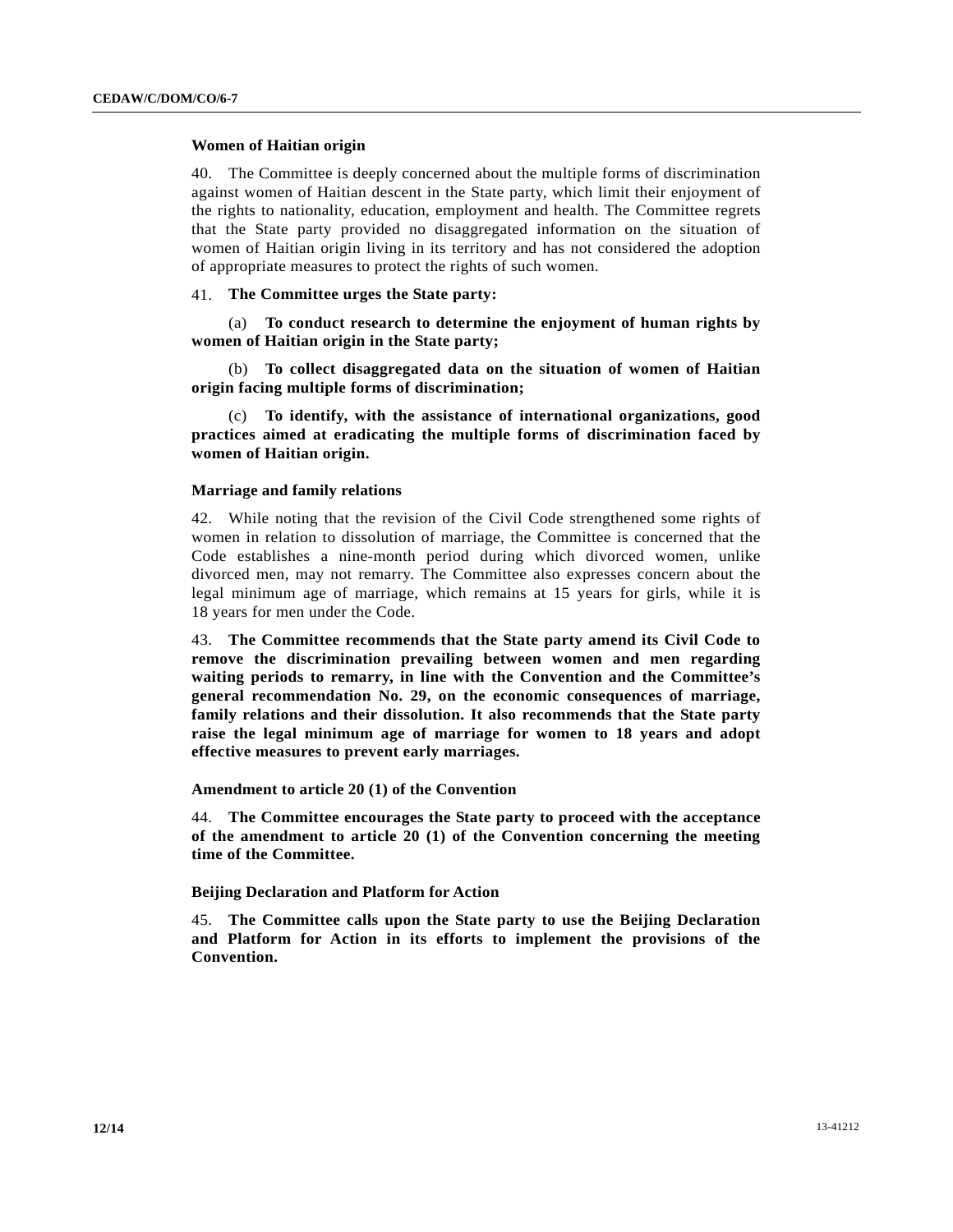### Women of Haitian origin

40. The Committee is deeply concerned about the multiple forms of discrimination against women of Haitian descent in the State party, which limit their enjoyment of the rights to nationality, education, employment and health. The Committee regrets that the State party provided no disaggregated information on the situation of women of Haitian origin living in its territory and has not considered the adoption of appropriate measures to protect the rights of such women.

41. **The Committee urges the State party:**

(a) **To conduct research to determine the enjoyment of human rights by women of Haitian origin in the State party;**

(b) **To collect disaggregated data on the situation of women of Haitian origin facing multiple forms of discrimination;**

(c) **To identify, with the assistance of international organizations, good practices aimed at eradicating the multiple forms of discrimination faced by women of Haitian origin.**

### Marriage and family relations

42. While noting that the revision of the Civil Code strengthened some rights of women in relation to dissolution of marriage, the Committee is concerned that the Code establishes a nine-month period during which divorced women, unlike divorced men, may not remarry. The Committee also expresses concern about the legal minimum age of marriage, which remains at 15 years for girls, while it is 18 years for men under the Code.

43. **The Committee recommends that the State party amend its Civil Code to remove the discrimination prevailing between women and men regarding waiting periods to remarry, in line with the Convention and the Committee's general recommendation No. 29, on the economic consequences of marriage, family relations and their dissolution. It also recommends that the State party raise the legal minimum age of marriage for women to 18 years and adopt effective measures to prevent early marriages.**

### Amendment to article 20 (1) of the Convention

44. **The Committee encourages the State party to proceed with the acceptance of the amendment to article 20 (1) of the Convention concerning the meeting time of the Committee.**

### Beijing Declaration and Platform for Action

45. **The Committee calls upon the State party to use the Beijing Declaration and Platform for Action in its efforts to implement the provisions of the Convention.**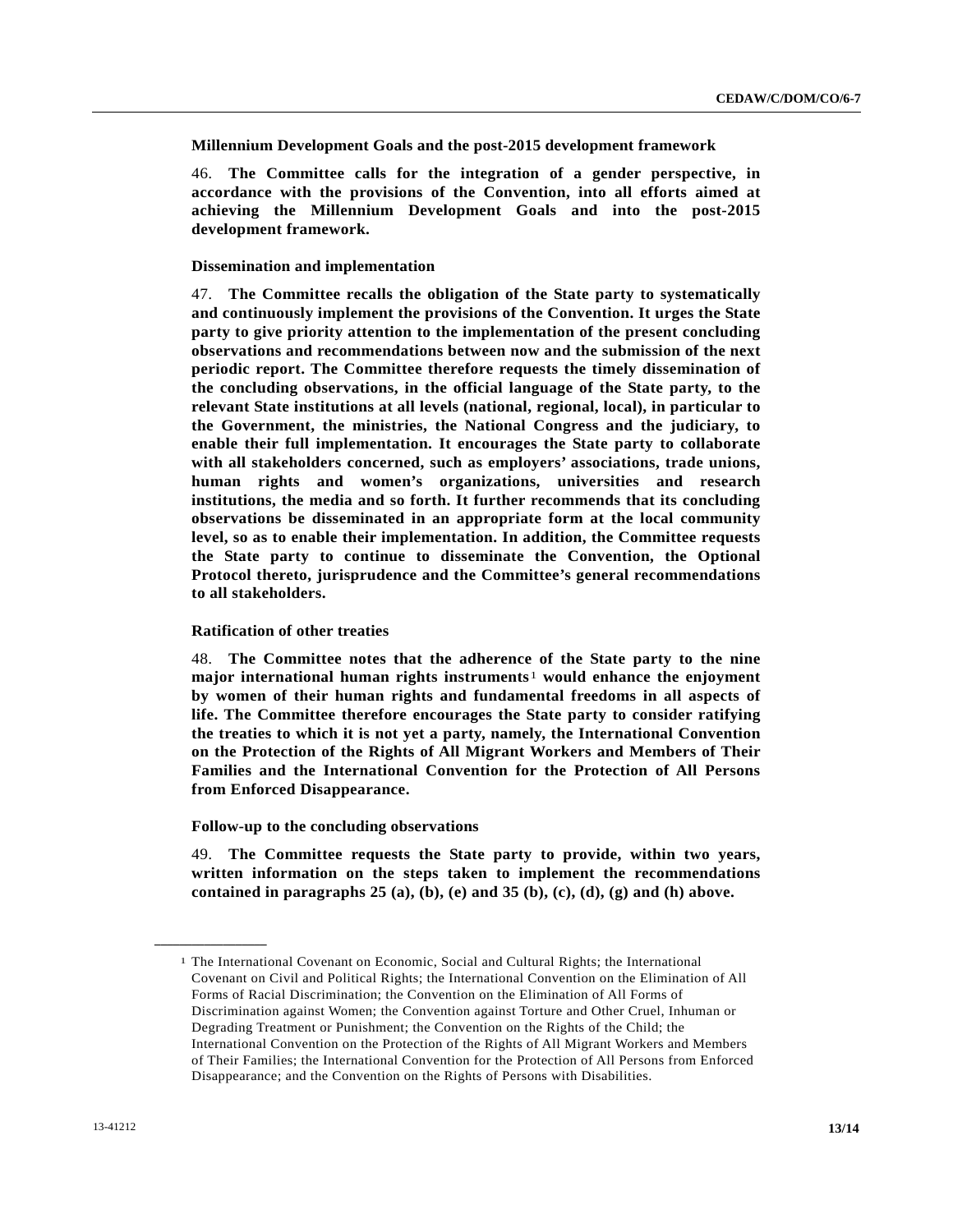**Millennium Development Goals and the post-2015 development framework**

46. **The Committee calls for the integration of a gender perspective, in accordance with the provisions of the Convention, into all efforts aimed at achieving the Millennium Development Goals and into the post-2015 development framework.**

**Dissemination and implementation**

47. **The Committee recalls the obligation of the State party to systematically and continuously implement the provisions of the Convention. It urges the State party to give priority attention to the implementation of the present concluding observations and recommendations between now and the submission of the next periodic report. The Committee therefore requests the timely dissemination of the concluding observations, in the official language of the State party, to the relevant State institutions at all levels (national, regional, local), in particular to the Government, the ministries, the National Congress and the judiciary, to enable their full implementation. It encourages the State party to collaborate with all stakeholders concerned, such as employers' associations, trade unions, human rights and women's organizations, universities and research institutions, the media and so forth. It further recommends that its concluding observations be disseminated in an appropriate form at the local community level, so as to enable their implementation. In addition, the Committee requests the State party to continue to disseminate the Convention, the Optional Protocol thereto, jurisprudence and the Committee's general recommendations to all stakeholders.**

**Ratification of other treaties**

48. **The Committee notes that the adherence of the State party to the nine major international human rights instruments[1] would enhance the enjoyment by women of their human rights and fundamental freedoms in all aspects of life. The Committee therefore encourages the State party to consider ratifying the treaties to which it is not yet a party, namely, the International Convention on the Protection of the Rights of All Migrant Workers and Members of Their Families and the International Convention for the Protection of All Persons from Enforced Disappearance.**

**Follow-up to the concluding observations**

49. **The Committee requests the State party to provide, within two years, written information on the steps taken to implement the recommendations contained in paragraphs 25 (a), (b), (e) and 35 (b), (c), (d), (g) and (h) above.**

---

[1] The International Covenant on Economic, Social and Cultural Rights; the International Covenant on Civil and Political Rights; the International Convention on the Elimination of All Forms of Racial Discrimination; the Convention on the Elimination of All Forms of Discrimination against Women; the Convention against Torture and Other Cruel, Inhuman or Degrading Treatment or Punishment; the Convention on the Rights of the Child; the International Convention on the Protection of the Rights of All Migrant Workers and Members of Their Families; the International Convention for the Protection of All Persons from Enforced Disappearance; and the Convention on the Rights of Persons with Disabilities.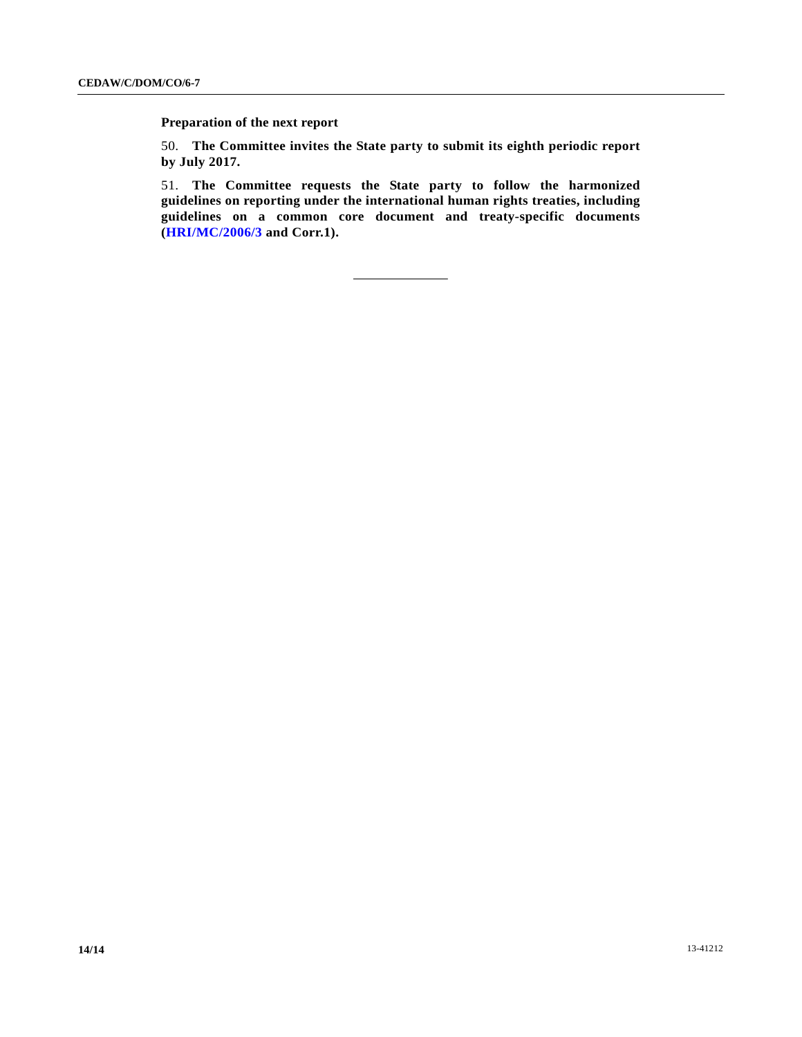**Preparation of the next report**

50. **The Committee invites the State party to submit its eighth periodic report by July 2017.**

51. **The Committee requests the State party to follow the harmonized guidelines on reporting under the international human rights treaties, including guidelines on a common core document and treaty-specific documents (HRI/MC/2006/3 and Corr.1).**